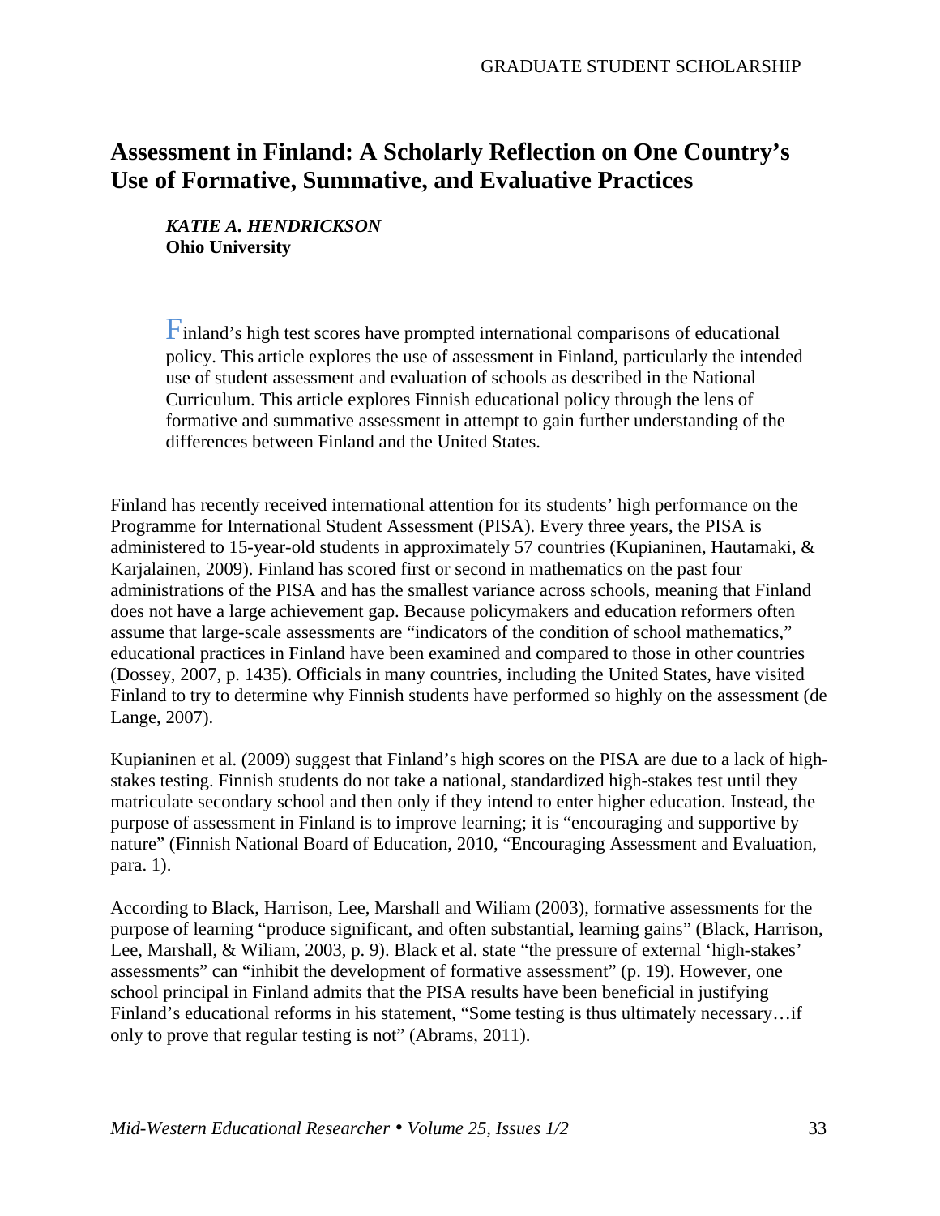GRADUATE STUDENT SCHOLARSHIP

# Assessment in Finland: A Scholarly Reflection on One Country's Use of Formative, Summative, and Evaluative Practices

***KATIE A. HENDRICKSON***
**Ohio University**

Finland's high test scores have prompted international comparisons of educational policy. This article explores the use of assessment in Finland, particularly the intended use of student assessment and evaluation of schools as described in the National Curriculum. This article explores Finnish educational policy through the lens of formative and summative assessment in attempt to gain further understanding of the differences between Finland and the United States.

Finland has recently received international attention for its students' high performance on the Programme for International Student Assessment (PISA). Every three years, the PISA is administered to 15-year-old students in approximately 57 countries (Kupianinen, Hautamaki, & Karjalainen, 2009). Finland has scored first or second in mathematics on the past four administrations of the PISA and has the smallest variance across schools, meaning that Finland does not have a large achievement gap. Because policymakers and education reformers often assume that large-scale assessments are "indicators of the condition of school mathematics," educational practices in Finland have been examined and compared to those in other countries (Dossey, 2007, p. 1435). Officials in many countries, including the United States, have visited Finland to try to determine why Finnish students have performed so highly on the assessment (de Lange, 2007).

Kupianinen et al. (2009) suggest that Finland's high scores on the PISA are due to a lack of high-stakes testing. Finnish students do not take a national, standardized high-stakes test until they matriculate secondary school and then only if they intend to enter higher education. Instead, the purpose of assessment in Finland is to improve learning; it is "encouraging and supportive by nature" (Finnish National Board of Education, 2010, "Encouraging Assessment and Evaluation, para. 1).

According to Black, Harrison, Lee, Marshall and Wiliam (2003), formative assessments for the purpose of learning "produce significant, and often substantial, learning gains" (Black, Harrison, Lee, Marshall, & Wiliam, 2003, p. 9). Black et al. state "the pressure of external 'high-stakes' assessments" can "inhibit the development of formative assessment" (p. 19). However, one school principal in Finland admits that the PISA results have been beneficial in justifying Finland's educational reforms in his statement, "Some testing is thus ultimately necessary…if only to prove that regular testing is not" (Abrams, 2011).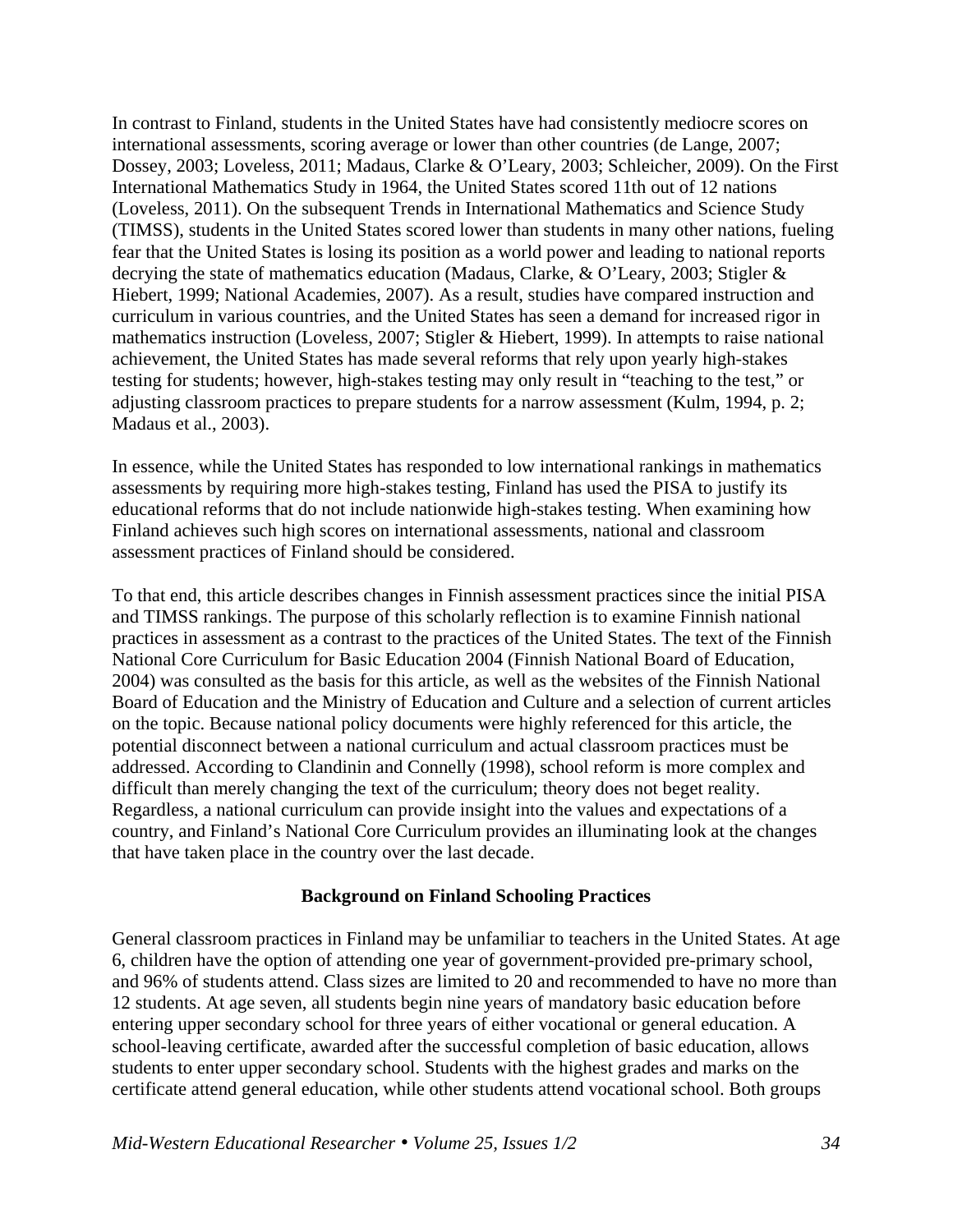In contrast to Finland, students in the United States have had consistently mediocre scores on international assessments, scoring average or lower than other countries (de Lange, 2007; Dossey, 2003; Loveless, 2011; Madaus, Clarke & O'Leary, 2003; Schleicher, 2009). On the First International Mathematics Study in 1964, the United States scored 11th out of 12 nations (Loveless, 2011). On the subsequent Trends in International Mathematics and Science Study (TIMSS), students in the United States scored lower than students in many other nations, fueling fear that the United States is losing its position as a world power and leading to national reports decrying the state of mathematics education (Madaus, Clarke, & O'Leary, 2003; Stigler & Hiebert, 1999; National Academies, 2007). As a result, studies have compared instruction and curriculum in various countries, and the United States has seen a demand for increased rigor in mathematics instruction (Loveless, 2007; Stigler & Hiebert, 1999). In attempts to raise national achievement, the United States has made several reforms that rely upon yearly high-stakes testing for students; however, high-stakes testing may only result in "teaching to the test," or adjusting classroom practices to prepare students for a narrow assessment (Kulm, 1994, p. 2; Madaus et al., 2003).

In essence, while the United States has responded to low international rankings in mathematics assessments by requiring more high-stakes testing, Finland has used the PISA to justify its educational reforms that do not include nationwide high-stakes testing. When examining how Finland achieves such high scores on international assessments, national and classroom assessment practices of Finland should be considered.

To that end, this article describes changes in Finnish assessment practices since the initial PISA and TIMSS rankings. The purpose of this scholarly reflection is to examine Finnish national practices in assessment as a contrast to the practices of the United States. The text of the Finnish National Core Curriculum for Basic Education 2004 (Finnish National Board of Education, 2004) was consulted as the basis for this article, as well as the websites of the Finnish National Board of Education and the Ministry of Education and Culture and a selection of current articles on the topic. Because national policy documents were highly referenced for this article, the potential disconnect between a national curriculum and actual classroom practices must be addressed. According to Clandinin and Connelly (1998), school reform is more complex and difficult than merely changing the text of the curriculum; theory does not beget reality. Regardless, a national curriculum can provide insight into the values and expectations of a country, and Finland's National Core Curriculum provides an illuminating look at the changes that have taken place in the country over the last decade.

## Background on Finland Schooling Practices

General classroom practices in Finland may be unfamiliar to teachers in the United States. At age 6, children have the option of attending one year of government-provided pre-primary school, and 96% of students attend. Class sizes are limited to 20 and recommended to have no more than 12 students. At age seven, all students begin nine years of mandatory basic education before entering upper secondary school for three years of either vocational or general education. A school-leaving certificate, awarded after the successful completion of basic education, allows students to enter upper secondary school. Students with the highest grades and marks on the certificate attend general education, while other students attend vocational school. Both groups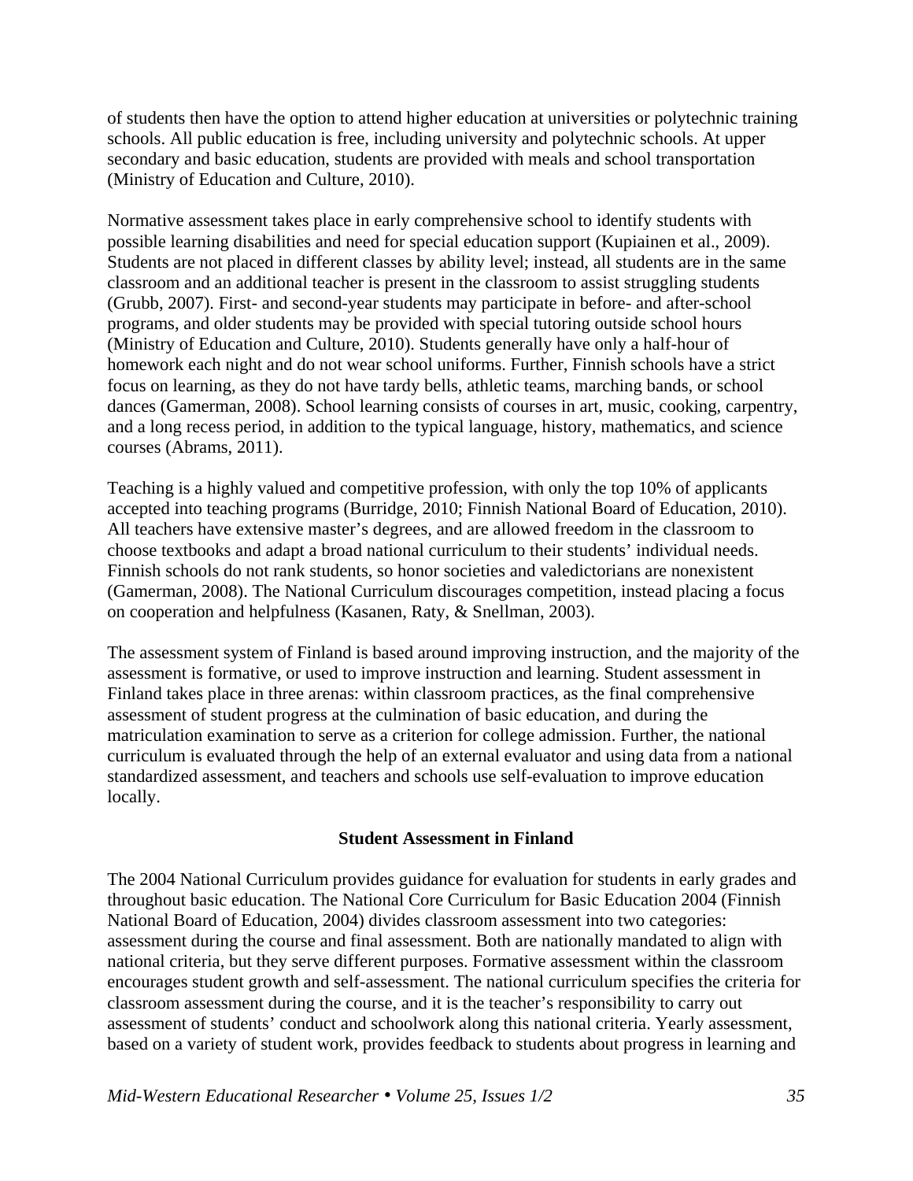of students then have the option to attend higher education at universities or polytechnic training schools. All public education is free, including university and polytechnic schools. At upper secondary and basic education, students are provided with meals and school transportation (Ministry of Education and Culture, 2010).

Normative assessment takes place in early comprehensive school to identify students with possible learning disabilities and need for special education support (Kupiainen et al., 2009). Students are not placed in different classes by ability level; instead, all students are in the same classroom and an additional teacher is present in the classroom to assist struggling students (Grubb, 2007). First- and second-year students may participate in before- and after-school programs, and older students may be provided with special tutoring outside school hours (Ministry of Education and Culture, 2010). Students generally have only a half-hour of homework each night and do not wear school uniforms. Further, Finnish schools have a strict focus on learning, as they do not have tardy bells, athletic teams, marching bands, or school dances (Gamerman, 2008). School learning consists of courses in art, music, cooking, carpentry, and a long recess period, in addition to the typical language, history, mathematics, and science courses (Abrams, 2011).

Teaching is a highly valued and competitive profession, with only the top 10% of applicants accepted into teaching programs (Burridge, 2010; Finnish National Board of Education, 2010). All teachers have extensive master's degrees, and are allowed freedom in the classroom to choose textbooks and adapt a broad national curriculum to their students' individual needs. Finnish schools do not rank students, so honor societies and valedictorians are nonexistent (Gamerman, 2008). The National Curriculum discourages competition, instead placing a focus on cooperation and helpfulness (Kasanen, Raty, & Snellman, 2003).

The assessment system of Finland is based around improving instruction, and the majority of the assessment is formative, or used to improve instruction and learning. Student assessment in Finland takes place in three arenas: within classroom practices, as the final comprehensive assessment of student progress at the culmination of basic education, and during the matriculation examination to serve as a criterion for college admission. Further, the national curriculum is evaluated through the help of an external evaluator and using data from a national standardized assessment, and teachers and schools use self-evaluation to improve education locally.

## Student Assessment in Finland

The 2004 National Curriculum provides guidance for evaluation for students in early grades and throughout basic education. The National Core Curriculum for Basic Education 2004 (Finnish National Board of Education, 2004) divides classroom assessment into two categories: assessment during the course and final assessment. Both are nationally mandated to align with national criteria, but they serve different purposes. Formative assessment within the classroom encourages student growth and self-assessment. The national curriculum specifies the criteria for classroom assessment during the course, and it is the teacher's responsibility to carry out assessment of students' conduct and schoolwork along this national criteria. Yearly assessment, based on a variety of student work, provides feedback to students about progress in learning and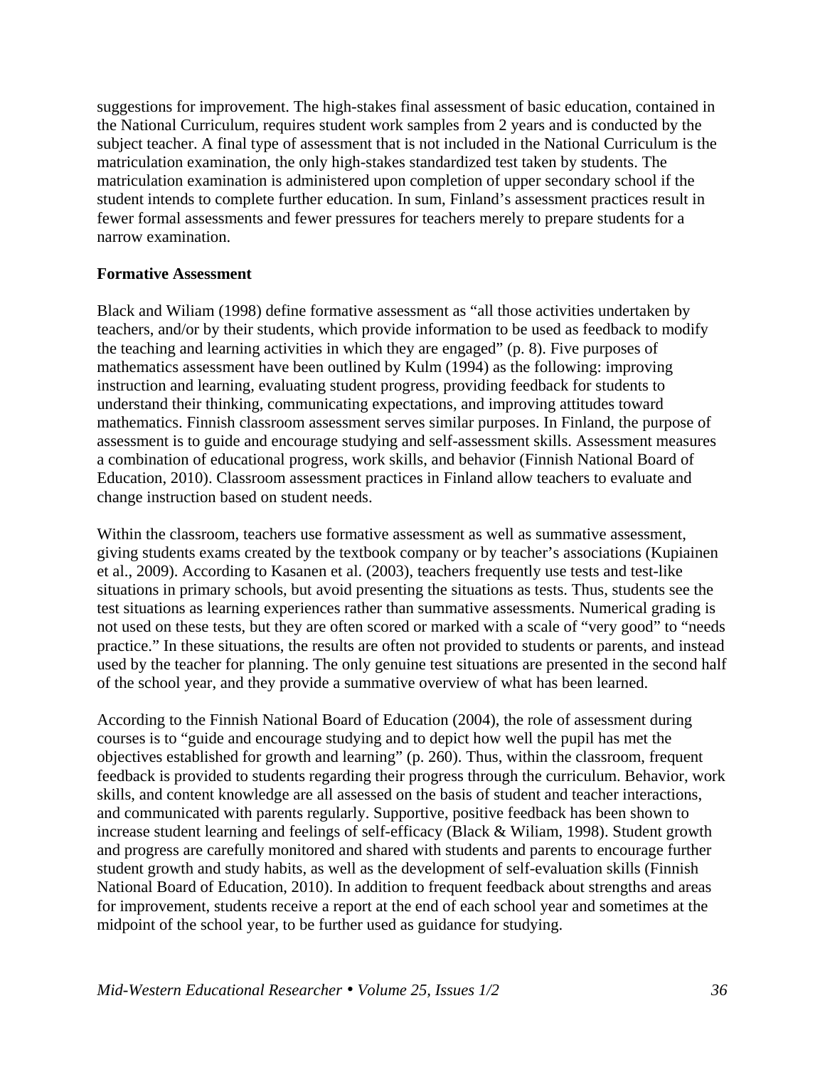suggestions for improvement. The high-stakes final assessment of basic education, contained in the National Curriculum, requires student work samples from 2 years and is conducted by the subject teacher. A final type of assessment that is not included in the National Curriculum is the matriculation examination, the only high-stakes standardized test taken by students. The matriculation examination is administered upon completion of upper secondary school if the student intends to complete further education. In sum, Finland's assessment practices result in fewer formal assessments and fewer pressures for teachers merely to prepare students for a narrow examination.

**Formative Assessment**

Black and Wiliam (1998) define formative assessment as "all those activities undertaken by teachers, and/or by their students, which provide information to be used as feedback to modify the teaching and learning activities in which they are engaged" (p. 8). Five purposes of mathematics assessment have been outlined by Kulm (1994) as the following: improving instruction and learning, evaluating student progress, providing feedback for students to understand their thinking, communicating expectations, and improving attitudes toward mathematics. Finnish classroom assessment serves similar purposes. In Finland, the purpose of assessment is to guide and encourage studying and self-assessment skills. Assessment measures a combination of educational progress, work skills, and behavior (Finnish National Board of Education, 2010). Classroom assessment practices in Finland allow teachers to evaluate and change instruction based on student needs.

Within the classroom, teachers use formative assessment as well as summative assessment, giving students exams created by the textbook company or by teacher's associations (Kupiainen et al., 2009). According to Kasanen et al. (2003), teachers frequently use tests and test-like situations in primary schools, but avoid presenting the situations as tests. Thus, students see the test situations as learning experiences rather than summative assessments. Numerical grading is not used on these tests, but they are often scored or marked with a scale of "very good" to "needs practice." In these situations, the results are often not provided to students or parents, and instead used by the teacher for planning. The only genuine test situations are presented in the second half of the school year, and they provide a summative overview of what has been learned.

According to the Finnish National Board of Education (2004), the role of assessment during courses is to "guide and encourage studying and to depict how well the pupil has met the objectives established for growth and learning" (p. 260). Thus, within the classroom, frequent feedback is provided to students regarding their progress through the curriculum. Behavior, work skills, and content knowledge are all assessed on the basis of student and teacher interactions, and communicated with parents regularly. Supportive, positive feedback has been shown to increase student learning and feelings of self-efficacy (Black & Wiliam, 1998). Student growth and progress are carefully monitored and shared with students and parents to encourage further student growth and study habits, as well as the development of self-evaluation skills (Finnish National Board of Education, 2010). In addition to frequent feedback about strengths and areas for improvement, students receive a report at the end of each school year and sometimes at the midpoint of the school year, to be further used as guidance for studying.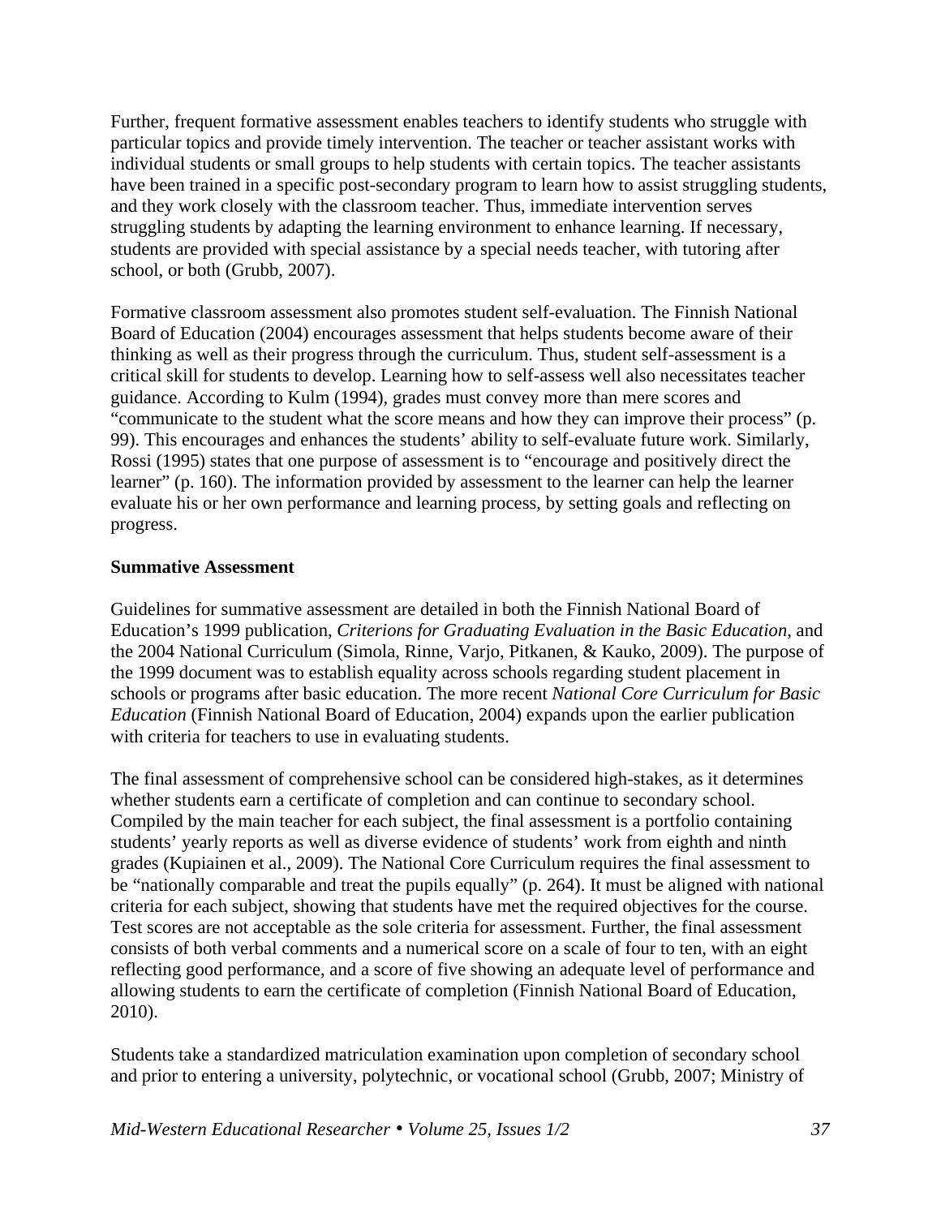Further, frequent formative assessment enables teachers to identify students who struggle with particular topics and provide timely intervention. The teacher or teacher assistant works with individual students or small groups to help students with certain topics. The teacher assistants have been trained in a specific post-secondary program to learn how to assist struggling students, and they work closely with the classroom teacher. Thus, immediate intervention serves struggling students by adapting the learning environment to enhance learning. If necessary, students are provided with special assistance by a special needs teacher, with tutoring after school, or both (Grubb, 2007).

Formative classroom assessment also promotes student self-evaluation. The Finnish National Board of Education (2004) encourages assessment that helps students become aware of their thinking as well as their progress through the curriculum. Thus, student self-assessment is a critical skill for students to develop. Learning how to self-assess well also necessitates teacher guidance. According to Kulm (1994), grades must convey more than mere scores and "communicate to the student what the score means and how they can improve their process" (p. 99). This encourages and enhances the students' ability to self-evaluate future work. Similarly, Rossi (1995) states that one purpose of assessment is to "encourage and positively direct the learner" (p. 160). The information provided by assessment to the learner can help the learner evaluate his or her own performance and learning process, by setting goals and reflecting on progress.

**Summative Assessment**

Guidelines for summative assessment are detailed in both the Finnish National Board of Education's 1999 publication, *Criterions for Graduating Evaluation in the Basic Education*, and the 2004 National Curriculum (Simola, Rinne, Varjo, Pitkanen, & Kauko, 2009). The purpose of the 1999 document was to establish equality across schools regarding student placement in schools or programs after basic education. The more recent *National Core Curriculum for Basic Education* (Finnish National Board of Education, 2004) expands upon the earlier publication with criteria for teachers to use in evaluating students.

The final assessment of comprehensive school can be considered high-stakes, as it determines whether students earn a certificate of completion and can continue to secondary school. Compiled by the main teacher for each subject, the final assessment is a portfolio containing students' yearly reports as well as diverse evidence of students' work from eighth and ninth grades (Kupiainen et al., 2009). The National Core Curriculum requires the final assessment to be "nationally comparable and treat the pupils equally" (p. 264). It must be aligned with national criteria for each subject, showing that students have met the required objectives for the course. Test scores are not acceptable as the sole criteria for assessment. Further, the final assessment consists of both verbal comments and a numerical score on a scale of four to ten, with an eight reflecting good performance, and a score of five showing an adequate level of performance and allowing students to earn the certificate of completion (Finnish National Board of Education, 2010).

Students take a standardized matriculation examination upon completion of secondary school and prior to entering a university, polytechnic, or vocational school (Grubb, 2007; Ministry of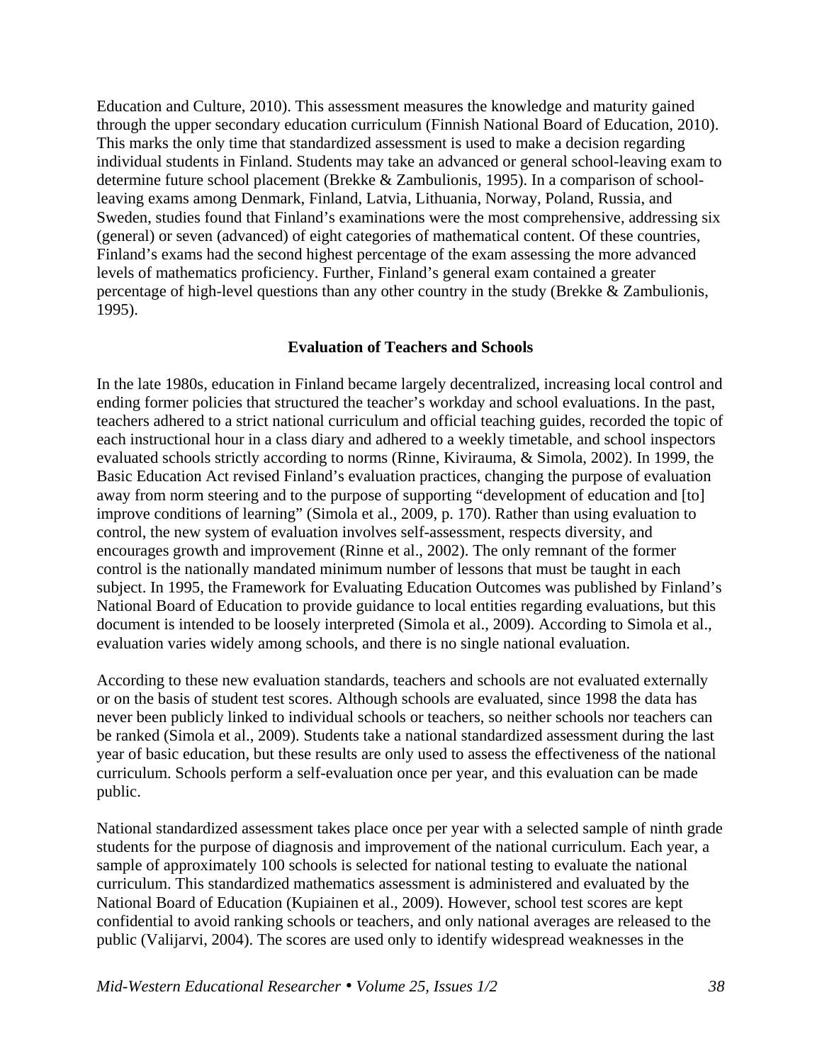Education and Culture, 2010). This assessment measures the knowledge and maturity gained through the upper secondary education curriculum (Finnish National Board of Education, 2010). This marks the only time that standardized assessment is used to make a decision regarding individual students in Finland. Students may take an advanced or general school-leaving exam to determine future school placement (Brekke & Zambulionis, 1995). In a comparison of school-leaving exams among Denmark, Finland, Latvia, Lithuania, Norway, Poland, Russia, and Sweden, studies found that Finland's examinations were the most comprehensive, addressing six (general) or seven (advanced) of eight categories of mathematical content. Of these countries, Finland's exams had the second highest percentage of the exam assessing the more advanced levels of mathematics proficiency. Further, Finland's general exam contained a greater percentage of high-level questions than any other country in the study (Brekke & Zambulionis, 1995).

## Evaluation of Teachers and Schools

In the late 1980s, education in Finland became largely decentralized, increasing local control and ending former policies that structured the teacher's workday and school evaluations. In the past, teachers adhered to a strict national curriculum and official teaching guides, recorded the topic of each instructional hour in a class diary and adhered to a weekly timetable, and school inspectors evaluated schools strictly according to norms (Rinne, Kivirauma, & Simola, 2002). In 1999, the Basic Education Act revised Finland's evaluation practices, changing the purpose of evaluation away from norm steering and to the purpose of supporting "development of education and [to] improve conditions of learning" (Simola et al., 2009, p. 170). Rather than using evaluation to control, the new system of evaluation involves self-assessment, respects diversity, and encourages growth and improvement (Rinne et al., 2002). The only remnant of the former control is the nationally mandated minimum number of lessons that must be taught in each subject. In 1995, the Framework for Evaluating Education Outcomes was published by Finland's National Board of Education to provide guidance to local entities regarding evaluations, but this document is intended to be loosely interpreted (Simola et al., 2009). According to Simola et al., evaluation varies widely among schools, and there is no single national evaluation.

According to these new evaluation standards, teachers and schools are not evaluated externally or on the basis of student test scores. Although schools are evaluated, since 1998 the data has never been publicly linked to individual schools or teachers, so neither schools nor teachers can be ranked (Simola et al., 2009). Students take a national standardized assessment during the last year of basic education, but these results are only used to assess the effectiveness of the national curriculum. Schools perform a self-evaluation once per year, and this evaluation can be made public.

National standardized assessment takes place once per year with a selected sample of ninth grade students for the purpose of diagnosis and improvement of the national curriculum. Each year, a sample of approximately 100 schools is selected for national testing to evaluate the national curriculum. This standardized mathematics assessment is administered and evaluated by the National Board of Education (Kupiainen et al., 2009). However, school test scores are kept confidential to avoid ranking schools or teachers, and only national averages are released to the public (Valijarvi, 2004). The scores are used only to identify widespread weaknesses in the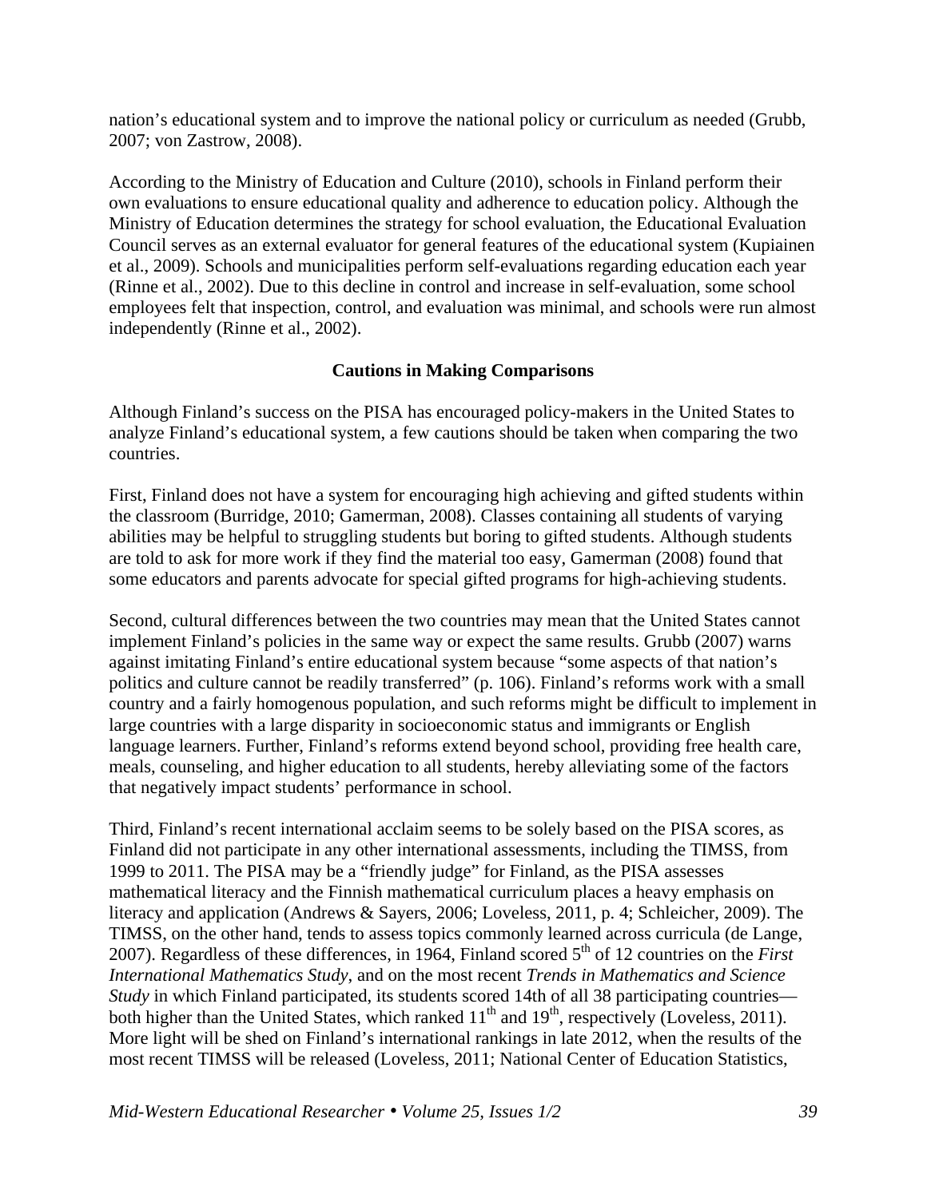nation's educational system and to improve the national policy or curriculum as needed (Grubb, 2007; von Zastrow, 2008).

According to the Ministry of Education and Culture (2010), schools in Finland perform their own evaluations to ensure educational quality and adherence to education policy. Although the Ministry of Education determines the strategy for school evaluation, the Educational Evaluation Council serves as an external evaluator for general features of the educational system (Kupiainen et al., 2009). Schools and municipalities perform self-evaluations regarding education each year (Rinne et al., 2002). Due to this decline in control and increase in self-evaluation, some school employees felt that inspection, control, and evaluation was minimal, and schools were run almost independently (Rinne et al., 2002).

## Cautions in Making Comparisons

Although Finland's success on the PISA has encouraged policy-makers in the United States to analyze Finland's educational system, a few cautions should be taken when comparing the two countries.

First, Finland does not have a system for encouraging high achieving and gifted students within the classroom (Burridge, 2010; Gamerman, 2008). Classes containing all students of varying abilities may be helpful to struggling students but boring to gifted students. Although students are told to ask for more work if they find the material too easy, Gamerman (2008) found that some educators and parents advocate for special gifted programs for high-achieving students.

Second, cultural differences between the two countries may mean that the United States cannot implement Finland's policies in the same way or expect the same results. Grubb (2007) warns against imitating Finland's entire educational system because "some aspects of that nation's politics and culture cannot be readily transferred" (p. 106). Finland's reforms work with a small country and a fairly homogenous population, and such reforms might be difficult to implement in large countries with a large disparity in socioeconomic status and immigrants or English language learners. Further, Finland's reforms extend beyond school, providing free health care, meals, counseling, and higher education to all students, hereby alleviating some of the factors that negatively impact students' performance in school.

Third, Finland's recent international acclaim seems to be solely based on the PISA scores, as Finland did not participate in any other international assessments, including the TIMSS, from 1999 to 2011. The PISA may be a "friendly judge" for Finland, as the PISA assesses mathematical literacy and the Finnish mathematical curriculum places a heavy emphasis on literacy and application (Andrews & Sayers, 2006; Loveless, 2011, p. 4; Schleicher, 2009). The TIMSS, on the other hand, tends to assess topics commonly learned across curricula (de Lange, 2007). Regardless of these differences, in 1964, Finland scored 5th of 12 countries on the *First International Mathematics Study*, and on the most recent *Trends in Mathematics and Science Study* in which Finland participated, its students scored 14th of all 38 participating countries—both higher than the United States, which ranked 11th and 19th, respectively (Loveless, 2011). More light will be shed on Finland's international rankings in late 2012, when the results of the most recent TIMSS will be released (Loveless, 2011; National Center of Education Statistics,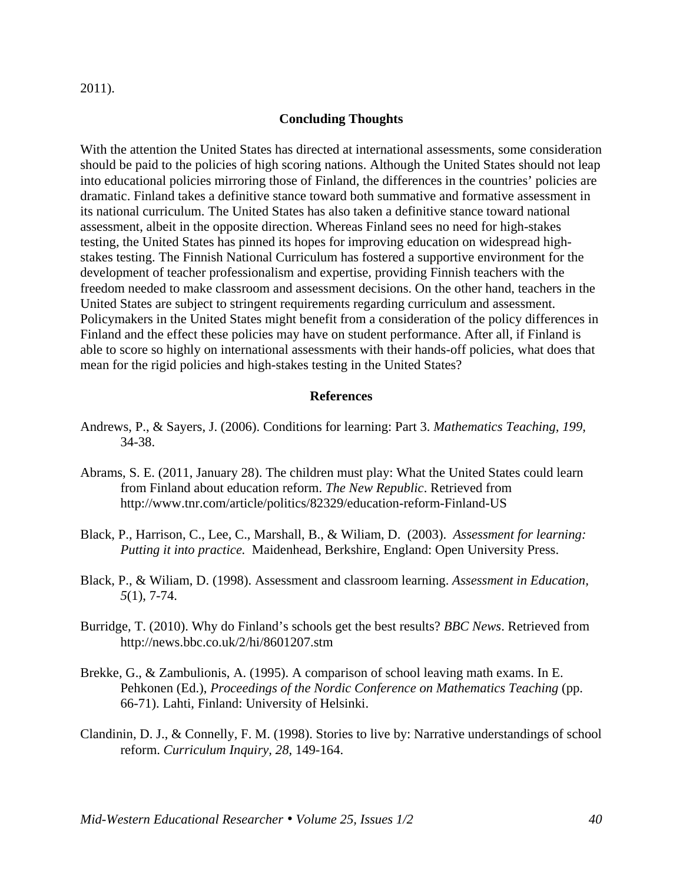2011).

## Concluding Thoughts

With the attention the United States has directed at international assessments, some consideration should be paid to the policies of high scoring nations. Although the United States should not leap into educational policies mirroring those of Finland, the differences in the countries' policies are dramatic. Finland takes a definitive stance toward both summative and formative assessment in its national curriculum. The United States has also taken a definitive stance toward national assessment, albeit in the opposite direction. Whereas Finland sees no need for high-stakes testing, the United States has pinned its hopes for improving education on widespread high-stakes testing. The Finnish National Curriculum has fostered a supportive environment for the development of teacher professionalism and expertise, providing Finnish teachers with the freedom needed to make classroom and assessment decisions. On the other hand, teachers in the United States are subject to stringent requirements regarding curriculum and assessment. Policymakers in the United States might benefit from a consideration of the policy differences in Finland and the effect these policies may have on student performance. After all, if Finland is able to score so highly on international assessments with their hands-off policies, what does that mean for the rigid policies and high-stakes testing in the United States?

## References

Andrews, P., & Sayers, J. (2006). Conditions for learning: Part 3. *Mathematics Teaching, 199,* 34-38.

Abrams, S. E. (2011, January 28). The children must play: What the United States could learn from Finland about education reform. *The New Republic*. Retrieved from http://www.tnr.com/article/politics/82329/education-reform-Finland-US

Black, P., Harrison, C., Lee, C., Marshall, B., & Wiliam, D. (2003). *Assessment for learning: Putting it into practice.* Maidenhead, Berkshire, England: Open University Press.

Black, P., & Wiliam, D. (1998). Assessment and classroom learning. *Assessment in Education, 5*(1), 7-74.

Burridge, T. (2010). Why do Finland's schools get the best results? *BBC News*. Retrieved from http://news.bbc.co.uk/2/hi/8601207.stm

Brekke, G., & Zambulionis, A. (1995). A comparison of school leaving math exams. In E. Pehkonen (Ed.), *Proceedings of the Nordic Conference on Mathematics Teaching* (pp. 66-71). Lahti, Finland: University of Helsinki.

Clandinin, D. J., & Connelly, F. M. (1998). Stories to live by: Narrative understandings of school reform. *Curriculum Inquiry, 28,* 149-164.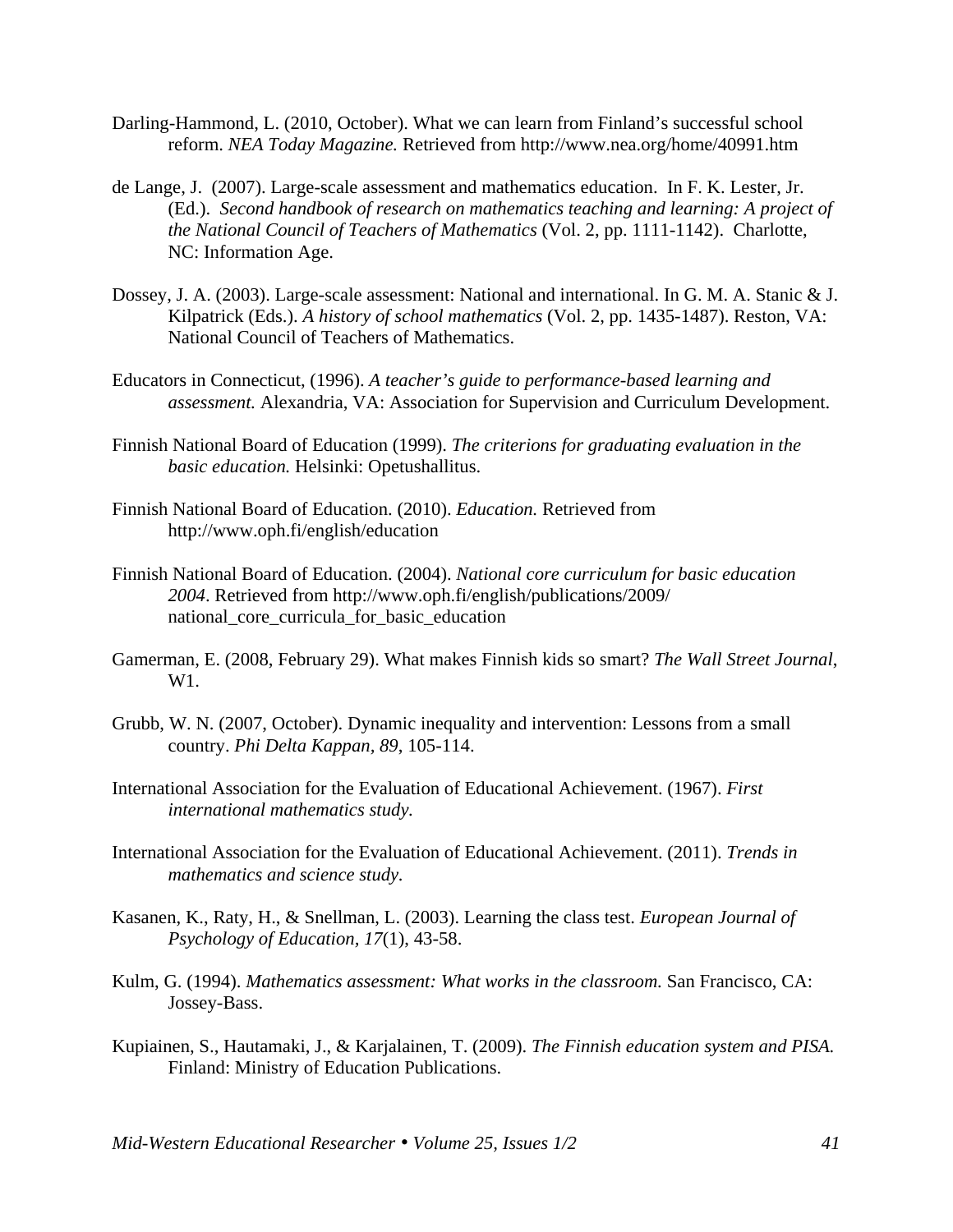Darling-Hammond, L. (2010, October). What we can learn from Finland's successful school reform. *NEA Today Magazine.* Retrieved from http://www.nea.org/home/40991.htm

de Lange, J. (2007). Large-scale assessment and mathematics education. In F. K. Lester, Jr. (Ed.). *Second handbook of research on mathematics teaching and learning: A project of the National Council of Teachers of Mathematics* (Vol. 2, pp. 1111-1142). Charlotte, NC: Information Age.

Dossey, J. A. (2003). Large-scale assessment: National and international. In G. M. A. Stanic & J. Kilpatrick (Eds.). *A history of school mathematics* (Vol. 2, pp. 1435-1487). Reston, VA: National Council of Teachers of Mathematics.

Educators in Connecticut, (1996). *A teacher's guide to performance-based learning and assessment.* Alexandria, VA: Association for Supervision and Curriculum Development.

Finnish National Board of Education (1999). *The criterions for graduating evaluation in the basic education.* Helsinki: Opetushallitus.

Finnish National Board of Education. (2010). *Education.* Retrieved from http://www.oph.fi/english/education

Finnish National Board of Education. (2004). *National core curriculum for basic education 2004*. Retrieved from http://www.oph.fi/english/publications/2009/national_core_curricula_for_basic_education

Gamerman, E. (2008, February 29). What makes Finnish kids so smart? *The Wall Street Journal*, W1.

Grubb, W. N. (2007, October). Dynamic inequality and intervention: Lessons from a small country. *Phi Delta Kappan, 89*, 105-114.

International Association for the Evaluation of Educational Achievement. (1967). *First international mathematics study.*

International Association for the Evaluation of Educational Achievement. (2011). *Trends in mathematics and science study.*

Kasanen, K., Raty, H., & Snellman, L. (2003). Learning the class test. *European Journal of Psychology of Education, 17*(1), 43-58.

Kulm, G. (1994). *Mathematics assessment: What works in the classroom.* San Francisco, CA: Jossey-Bass.

Kupiainen, S., Hautamaki, J., & Karjalainen, T. (2009). *The Finnish education system and PISA.* Finland: Ministry of Education Publications.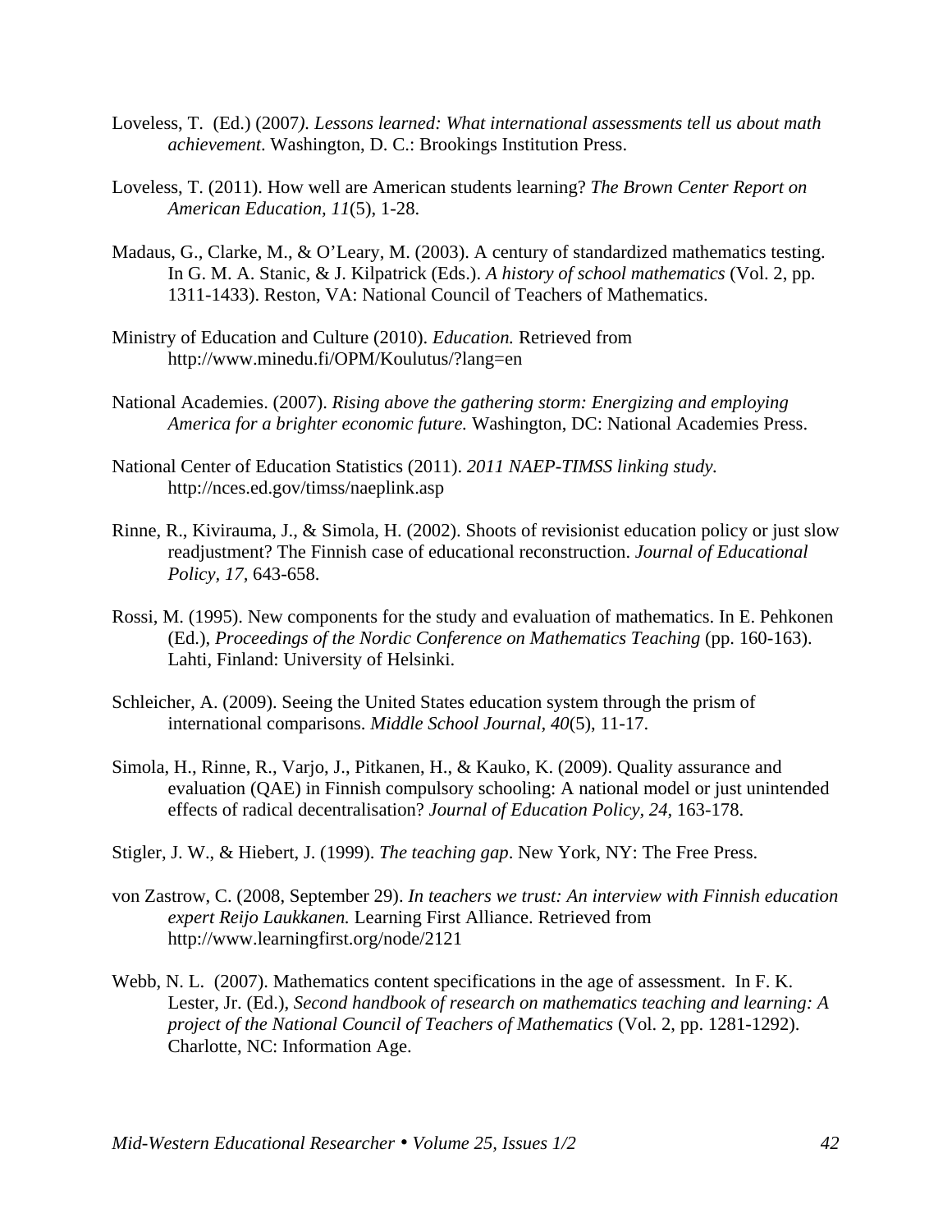Loveless, T. (Ed.) (2007*). Lessons learned: What international assessments tell us about math achievement*. Washington, D. C.: Brookings Institution Press.

Loveless, T. (2011). How well are American students learning? *The Brown Center Report on American Education, 11*(5), 1-28.

Madaus, G., Clarke, M., & O'Leary, M. (2003). A century of standardized mathematics testing. In G. M. A. Stanic, & J. Kilpatrick (Eds.). *A history of school mathematics* (Vol. 2, pp. 1311-1433). Reston, VA: National Council of Teachers of Mathematics.

Ministry of Education and Culture (2010). *Education.* Retrieved from http://www.minedu.fi/OPM/Koulutus/?lang=en

National Academies. (2007). *Rising above the gathering storm: Energizing and employing America for a brighter economic future.* Washington, DC: National Academies Press.

National Center of Education Statistics (2011). *2011 NAEP-TIMSS linking study.* http://nces.ed.gov/timss/naeplink.asp

Rinne, R., Kivirauma, J., & Simola, H. (2002). Shoots of revisionist education policy or just slow readjustment? The Finnish case of educational reconstruction. *Journal of Educational Policy, 17,* 643-658.

Rossi, M. (1995). New components for the study and evaluation of mathematics. In E. Pehkonen (Ed.), *Proceedings of the Nordic Conference on Mathematics Teaching* (pp. 160-163). Lahti, Finland: University of Helsinki.

Schleicher, A. (2009). Seeing the United States education system through the prism of international comparisons. *Middle School Journal, 40*(5), 11-17.

Simola, H., Rinne, R., Varjo, J., Pitkanen, H., & Kauko, K. (2009). Quality assurance and evaluation (QAE) in Finnish compulsory schooling: A national model or just unintended effects of radical decentralisation? *Journal of Education Policy, 24*, 163-178.

Stigler, J. W., & Hiebert, J. (1999). *The teaching gap*. New York, NY: The Free Press.

von Zastrow, C. (2008, September 29). *In teachers we trust: An interview with Finnish education expert Reijo Laukkanen.* Learning First Alliance. Retrieved from http://www.learningfirst.org/node/2121

Webb, N. L. (2007). Mathematics content specifications in the age of assessment. In F. K. Lester, Jr. (Ed.), *Second handbook of research on mathematics teaching and learning: A project of the National Council of Teachers of Mathematics* (Vol. 2, pp. 1281-1292). Charlotte, NC: Information Age.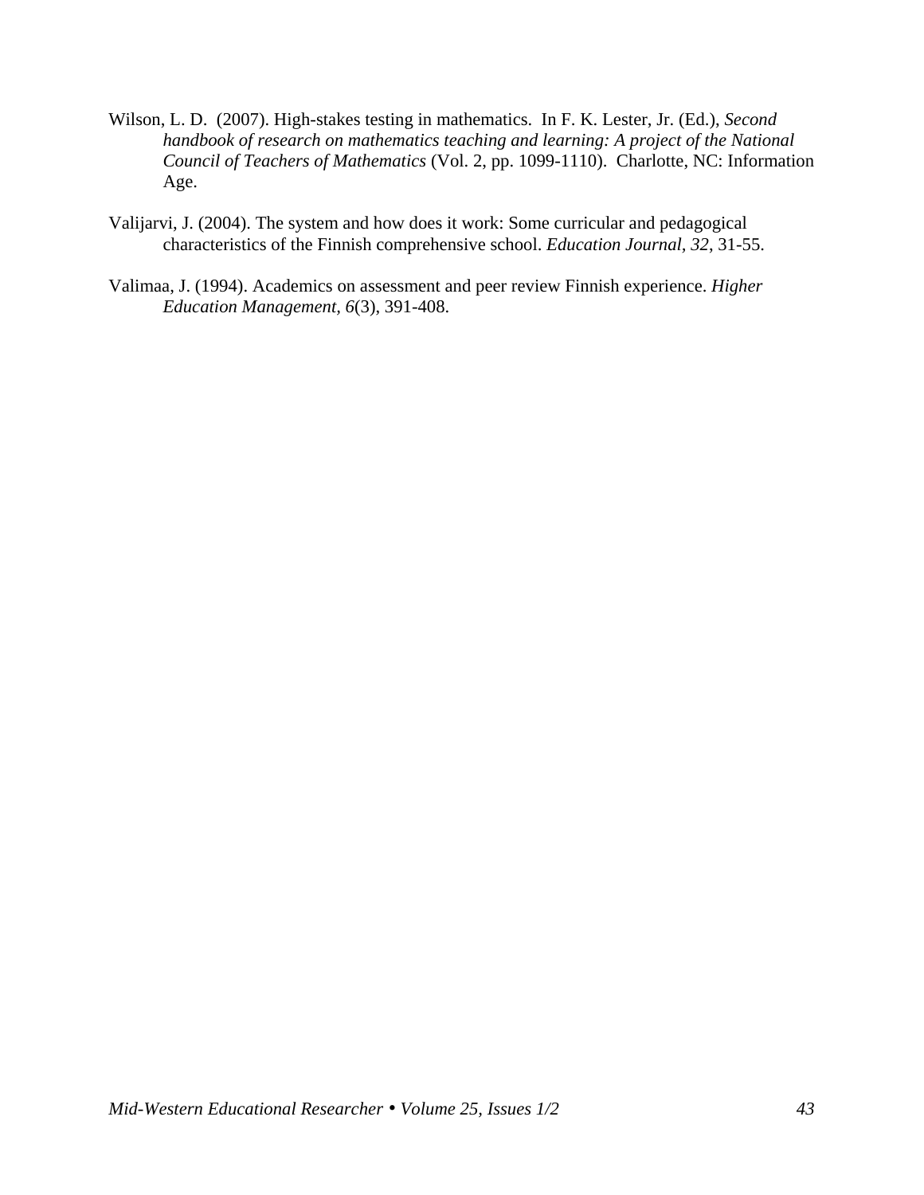Wilson, L. D. (2007). High-stakes testing in mathematics. In F. K. Lester, Jr. (Ed.), *Second handbook of research on mathematics teaching and learning: A project of the National Council of Teachers of Mathematics* (Vol. 2, pp. 1099-1110). Charlotte, NC: Information Age.

Valijarvi, J. (2004). The system and how does it work: Some curricular and pedagogical characteristics of the Finnish comprehensive school. *Education Journal, 32,* 31-55.

Valimaa, J. (1994). Academics on assessment and peer review Finnish experience. *Higher Education Management, 6*(3), 391-408.